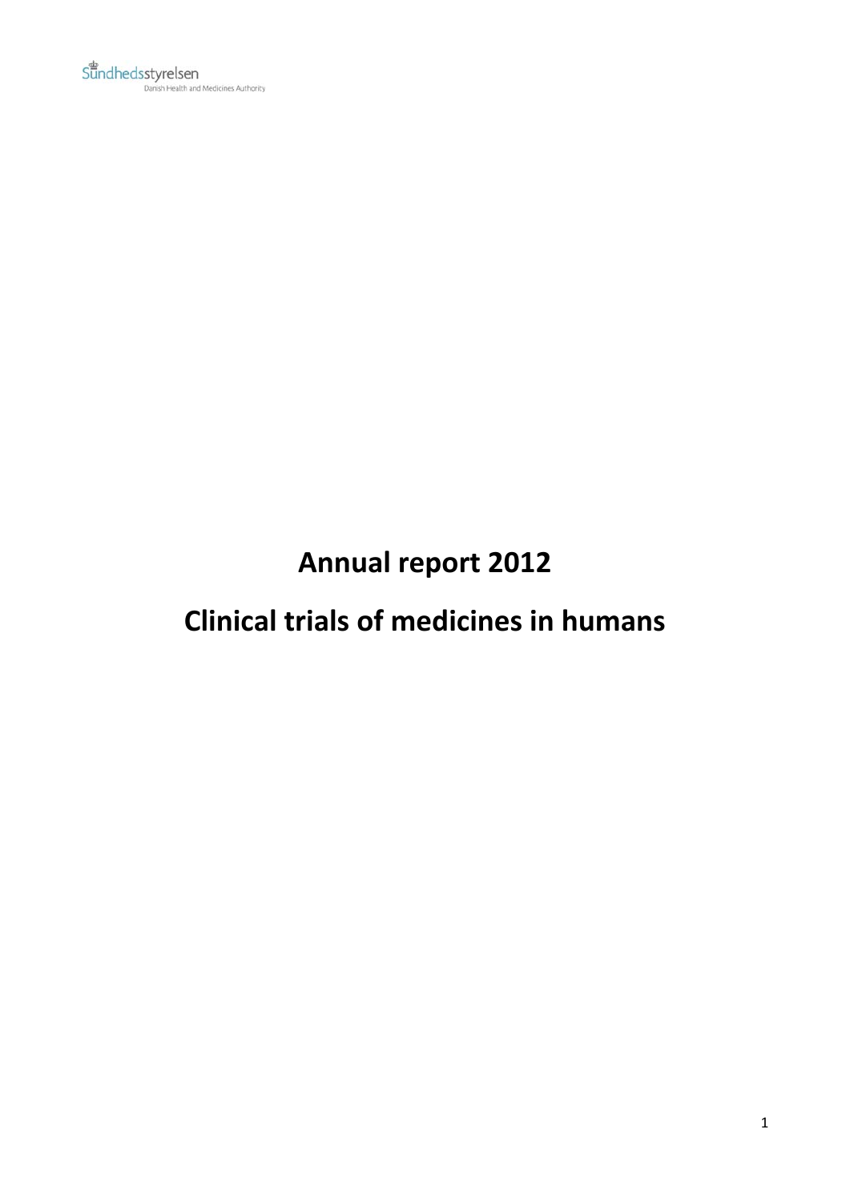Sundhedsstyrelsen
Danish Health and Medicines Authority

# Annual report 2012

# Clinical trials of medicines in humans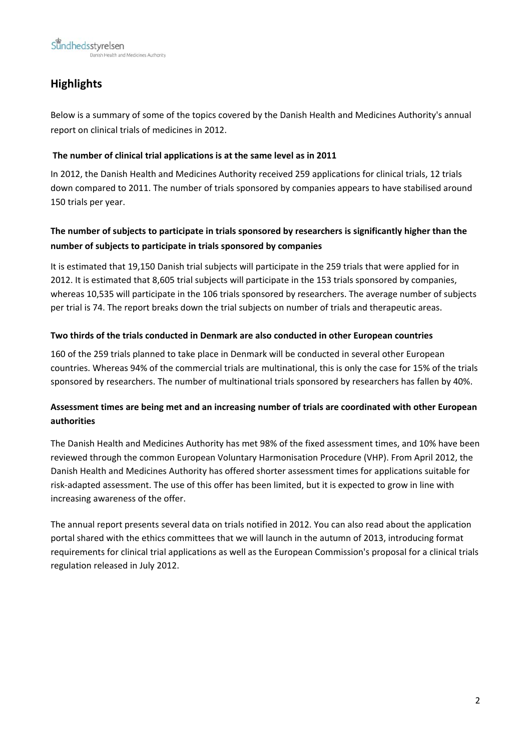# Highlights

Below is a summary of some of the topics covered by the Danish Health and Medicines Authority's annual report on clinical trials of medicines in 2012.

**The number of clinical trial applications is at the same level as in 2011**

In 2012, the Danish Health and Medicines Authority received 259 applications for clinical trials, 12 trials down compared to 2011. The number of trials sponsored by companies appears to have stabilised around 150 trials per year.

**The number of subjects to participate in trials sponsored by researchers is significantly higher than the number of subjects to participate in trials sponsored by companies**

It is estimated that 19,150 Danish trial subjects will participate in the 259 trials that were applied for in 2012. It is estimated that 8,605 trial subjects will participate in the 153 trials sponsored by companies, whereas 10,535 will participate in the 106 trials sponsored by researchers. The average number of subjects per trial is 74. The report breaks down the trial subjects on number of trials and therapeutic areas.

**Two thirds of the trials conducted in Denmark are also conducted in other European countries**

160 of the 259 trials planned to take place in Denmark will be conducted in several other European countries. Whereas 94% of the commercial trials are multinational, this is only the case for 15% of the trials sponsored by researchers. The number of multinational trials sponsored by researchers has fallen by 40%.

**Assessment times are being met and an increasing number of trials are coordinated with other European authorities**

The Danish Health and Medicines Authority has met 98% of the fixed assessment times, and 10% have been reviewed through the common European Voluntary Harmonisation Procedure (VHP). From April 2012, the Danish Health and Medicines Authority has offered shorter assessment times for applications suitable for risk-adapted assessment. The use of this offer has been limited, but it is expected to grow in line with increasing awareness of the offer.

The annual report presents several data on trials notified in 2012. You can also read about the application portal shared with the ethics committees that we will launch in the autumn of 2013, introducing format requirements for clinical trial applications as well as the European Commission's proposal for a clinical trials regulation released in July 2012.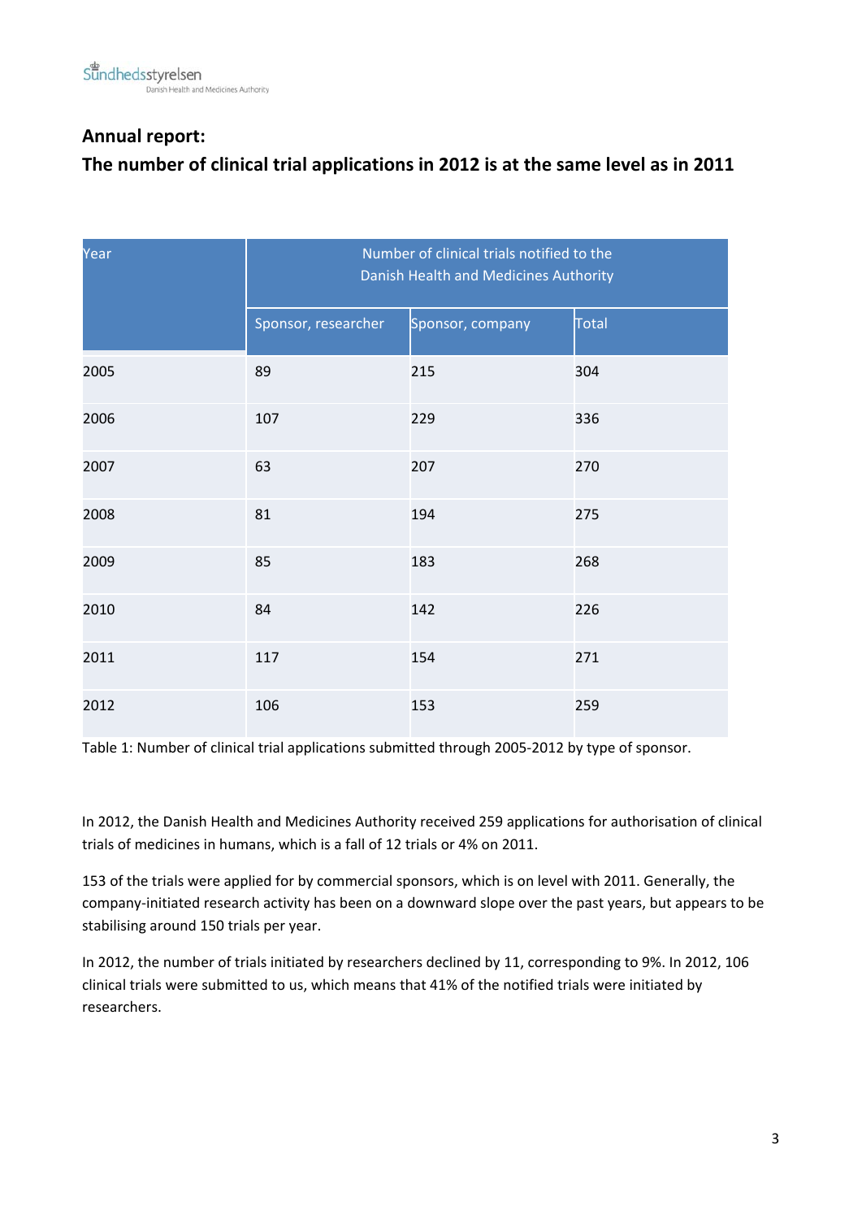## Annual report:

## The number of clinical trial applications in 2012 is at the same level as in 2011

| Year | Number of clinical trials notified to the Danish Health and Medicines Authority | | |
|---|---|---|---|
| | Sponsor, researcher | Sponsor, company | Total |
| 2005 | 89 | 215 | 304 |
| 2006 | 107 | 229 | 336 |
| 2007 | 63 | 207 | 270 |
| 2008 | 81 | 194 | 275 |
| 2009 | 85 | 183 | 268 |
| 2010 | 84 | 142 | 226 |
| 2011 | 117 | 154 | 271 |
| 2012 | 106 | 153 | 259 |

Table 1: Number of clinical trial applications submitted through 2005-2012 by type of sponsor.

In 2012, the Danish Health and Medicines Authority received 259 applications for authorisation of clinical trials of medicines in humans, which is a fall of 12 trials or 4% on 2011.

153 of the trials were applied for by commercial sponsors, which is on level with 2011. Generally, the company-initiated research activity has been on a downward slope over the past years, but appears to be stabilising around 150 trials per year.

In 2012, the number of trials initiated by researchers declined by 11, corresponding to 9%. In 2012, 106 clinical trials were submitted to us, which means that 41% of the notified trials were initiated by researchers.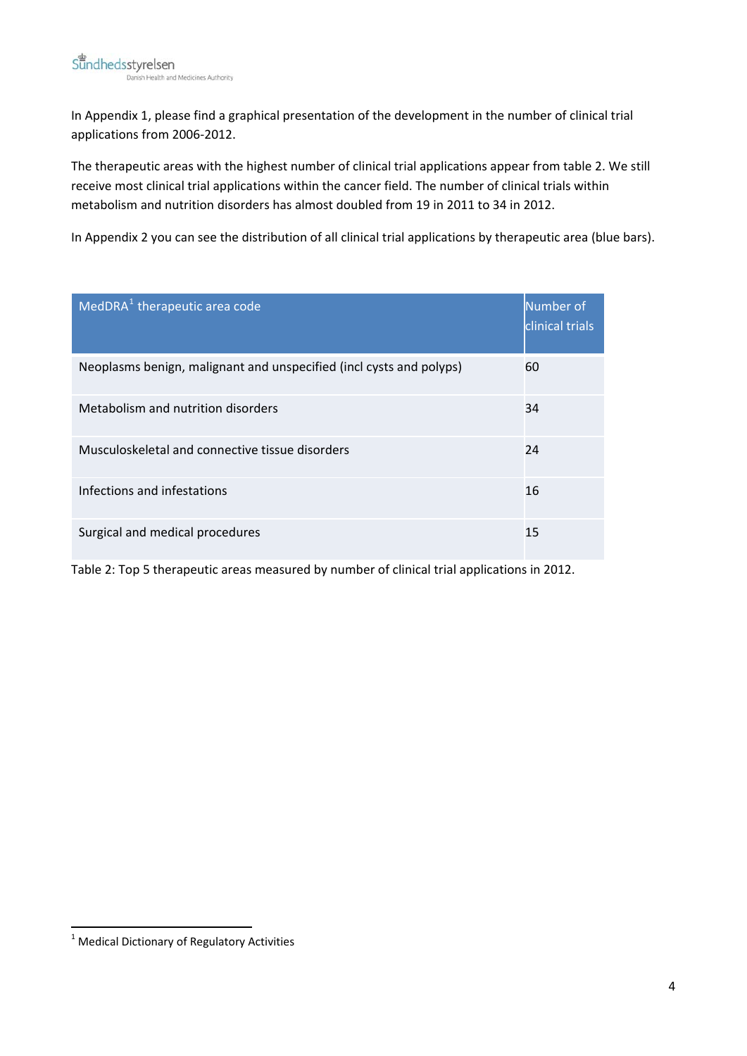In Appendix 1, please find a graphical presentation of the development in the number of clinical trial applications from 2006-2012.

The therapeutic areas with the highest number of clinical trial applications appear from table 2. We still receive most clinical trial applications within the cancer field. The number of clinical trials within metabolism and nutrition disorders has almost doubled from 19 in 2011 to 34 in 2012.

In Appendix 2 you can see the distribution of all clinical trial applications by therapeutic area (blue bars).

| MedDRA[1] therapeutic area code | Number of clinical trials |
|---|---|
| Neoplasms benign, malignant and unspecified (incl cysts and polyps) | 60 |
| Metabolism and nutrition disorders | 34 |
| Musculoskeletal and connective tissue disorders | 24 |
| Infections and infestations | 16 |
| Surgical and medical procedures | 15 |

Table 2: Top 5 therapeutic areas measured by number of clinical trial applications in 2012.

[1] Medical Dictionary of Regulatory Activities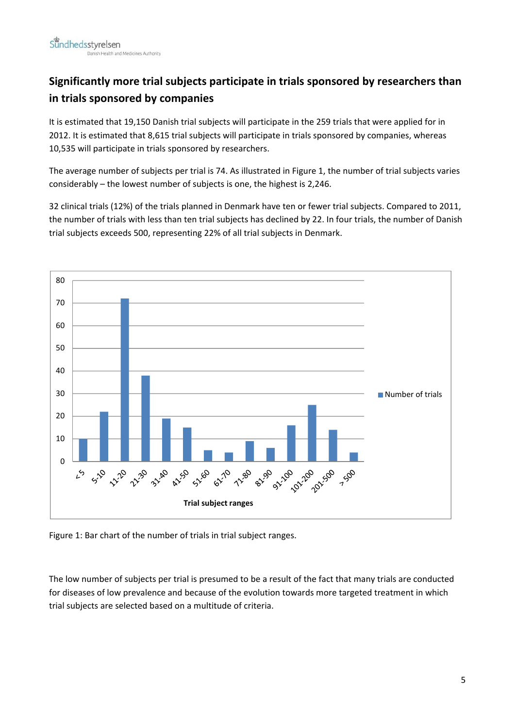## Significantly more trial subjects participate in trials sponsored by researchers than in trials sponsored by companies

It is estimated that 19,150 Danish trial subjects will participate in the 259 trials that were applied for in 2012. It is estimated that 8,615 trial subjects will participate in trials sponsored by companies, whereas 10,535 will participate in trials sponsored by researchers.

The average number of subjects per trial is 74. As illustrated in Figure 1, the number of trial subjects varies considerably – the lowest number of subjects is one, the highest is 2,246.

32 clinical trials (12%) of the trials planned in Denmark have ten or fewer trial subjects. Compared to 2011, the number of trials with less than ten trial subjects has declined by 22. In four trials, the number of Danish trial subjects exceeds 500, representing 22% of all trial subjects in Denmark.

| Trial subject ranges | Number of trials |
|---|---|
| <5 | 10 |
| 5-10 | 22 |
| 11-20 | 72 |
| 21-30 | 38 |
| 31-40 | 19 |
| 41-50 | 15 |
| 51-60 | 5 |
| 61-70 | 4 |
| 71-80 | 9 |
| 81-90 | 6 |
| 91-100 | 16 |
| 101-200 | 25 |
| 201-500 | 14 |
| > 500 | 4 |

Figure 1: Bar chart of the number of trials in trial subject ranges.

The low number of subjects per trial is presumed to be a result of the fact that many trials are conducted for diseases of low prevalence and because of the evolution towards more targeted treatment in which trial subjects are selected based on a multitude of criteria.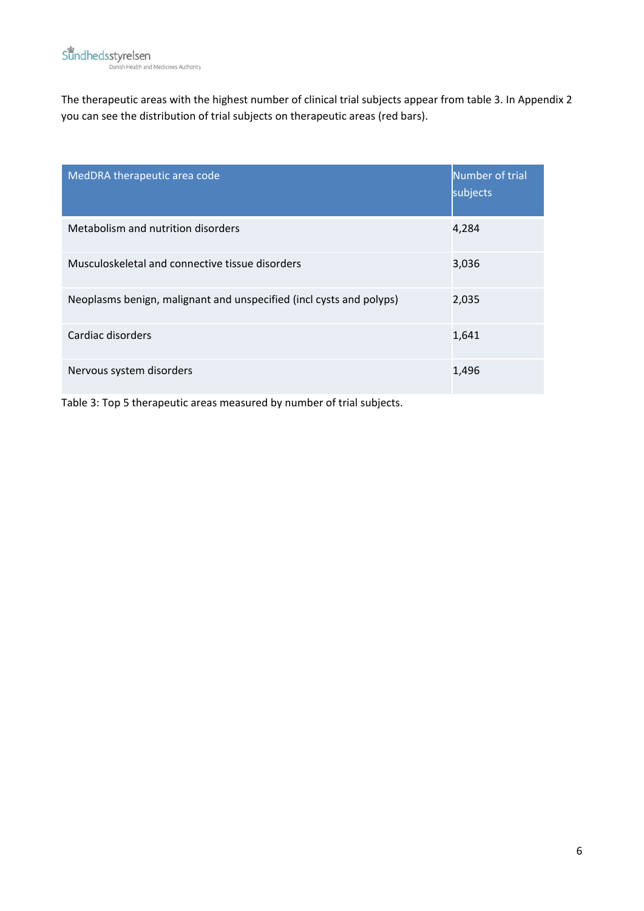The therapeutic areas with the highest number of clinical trial subjects appear from table 3. In Appendix 2 you can see the distribution of trial subjects on therapeutic areas (red bars).

| MedDRA therapeutic area code | Number of trial subjects |
|---|---|
| Metabolism and nutrition disorders | 4,284 |
| Musculoskeletal and connective tissue disorders | 3,036 |
| Neoplasms benign, malignant and unspecified (incl cysts and polyps) | 2,035 |
| Cardiac disorders | 1,641 |
| Nervous system disorders | 1,496 |

Table 3: Top 5 therapeutic areas measured by number of trial subjects.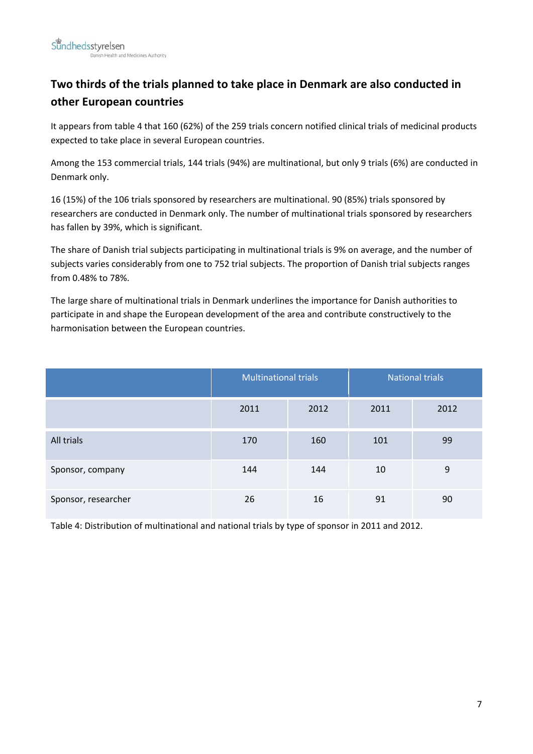## Two thirds of the trials planned to take place in Denmark are also conducted in other European countries

It appears from table 4 that 160 (62%) of the 259 trials concern notified clinical trials of medicinal products expected to take place in several European countries.

Among the 153 commercial trials, 144 trials (94%) are multinational, but only 9 trials (6%) are conducted in Denmark only.

16 (15%) of the 106 trials sponsored by researchers are multinational. 90 (85%) trials sponsored by researchers are conducted in Denmark only. The number of multinational trials sponsored by researchers has fallen by 39%, which is significant.

The share of Danish trial subjects participating in multinational trials is 9% on average, and the number of subjects varies considerably from one to 752 trial subjects. The proportion of Danish trial subjects ranges from 0.48% to 78%.

The large share of multinational trials in Denmark underlines the importance for Danish authorities to participate in and shape the European development of the area and contribute constructively to the harmonisation between the European countries.

| | Multinational trials | | National trials | |
|---|---|---|---|---|
| | 2011 | 2012 | 2011 | 2012 |
| All trials | 170 | 160 | 101 | 99 |
| Sponsor, company | 144 | 144 | 10 | 9 |
| Sponsor, researcher | 26 | 16 | 91 | 90 |

Table 4: Distribution of multinational and national trials by type of sponsor in 2011 and 2012.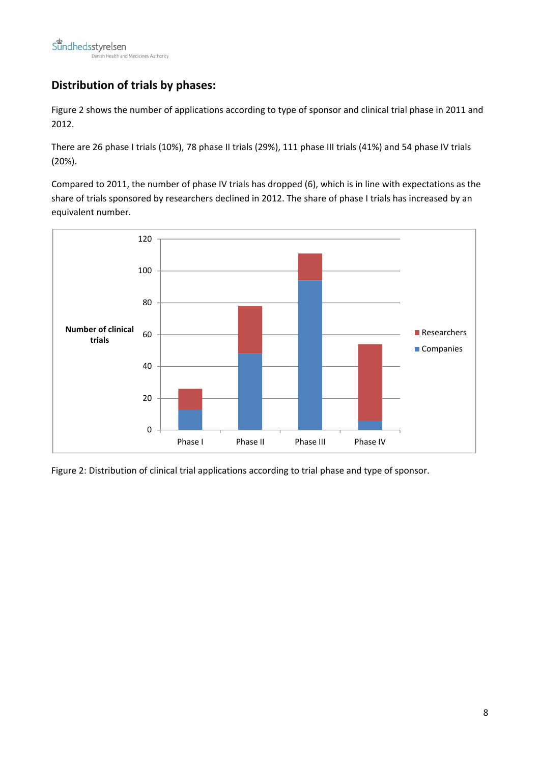## Distribution of trials by phases:

Figure 2 shows the number of applications according to type of sponsor and clinical trial phase in 2011 and 2012.

There are 26 phase I trials (10%), 78 phase II trials (29%), 111 phase III trials (41%) and 54 phase IV trials (20%).

Compared to 2011, the number of phase IV trials has dropped (6), which is in line with expectations as the share of trials sponsored by researchers declined in 2012. The share of phase I trials has increased by an equivalent number.

Figure 2: Distribution of clinical trial applications according to trial phase and type of sponsor.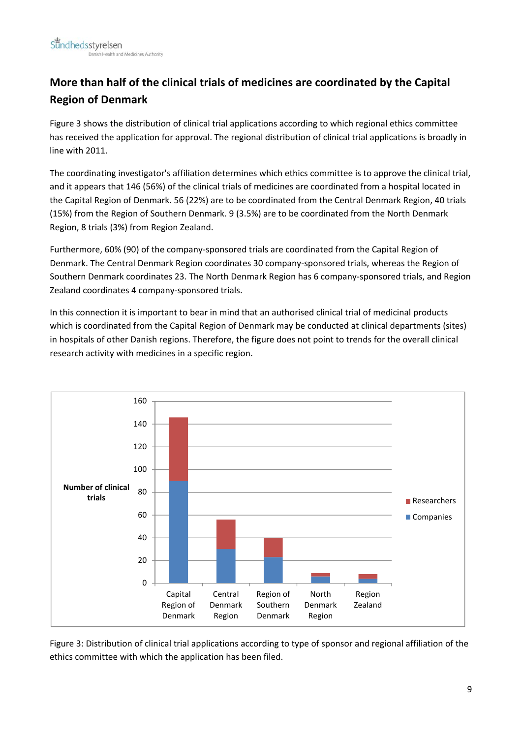## More than half of the clinical trials of medicines are coordinated by the Capital Region of Denmark

Figure 3 shows the distribution of clinical trial applications according to which regional ethics committee has received the application for approval. The regional distribution of clinical trial applications is broadly in line with 2011.

The coordinating investigator's affiliation determines which ethics committee is to approve the clinical trial, and it appears that 146 (56%) of the clinical trials of medicines are coordinated from a hospital located in the Capital Region of Denmark. 56 (22%) are to be coordinated from the Central Denmark Region, 40 trials (15%) from the Region of Southern Denmark. 9 (3.5%) are to be coordinated from the North Denmark Region, 8 trials (3%) from Region Zealand.

Furthermore, 60% (90) of the company-sponsored trials are coordinated from the Capital Region of Denmark. The Central Denmark Region coordinates 30 company-sponsored trials, whereas the Region of Southern Denmark coordinates 23. The North Denmark Region has 6 company-sponsored trials, and Region Zealand coordinates 4 company-sponsored trials.

In this connection it is important to bear in mind that an authorised clinical trial of medicinal products which is coordinated from the Capital Region of Denmark may be conducted at clinical departments (sites) in hospitals of other Danish regions. Therefore, the figure does not point to trends for the overall clinical research activity with medicines in a specific region.

Figure 3: Distribution of clinical trial applications according to type of sponsor and regional affiliation of the ethics committee with which the application has been filed.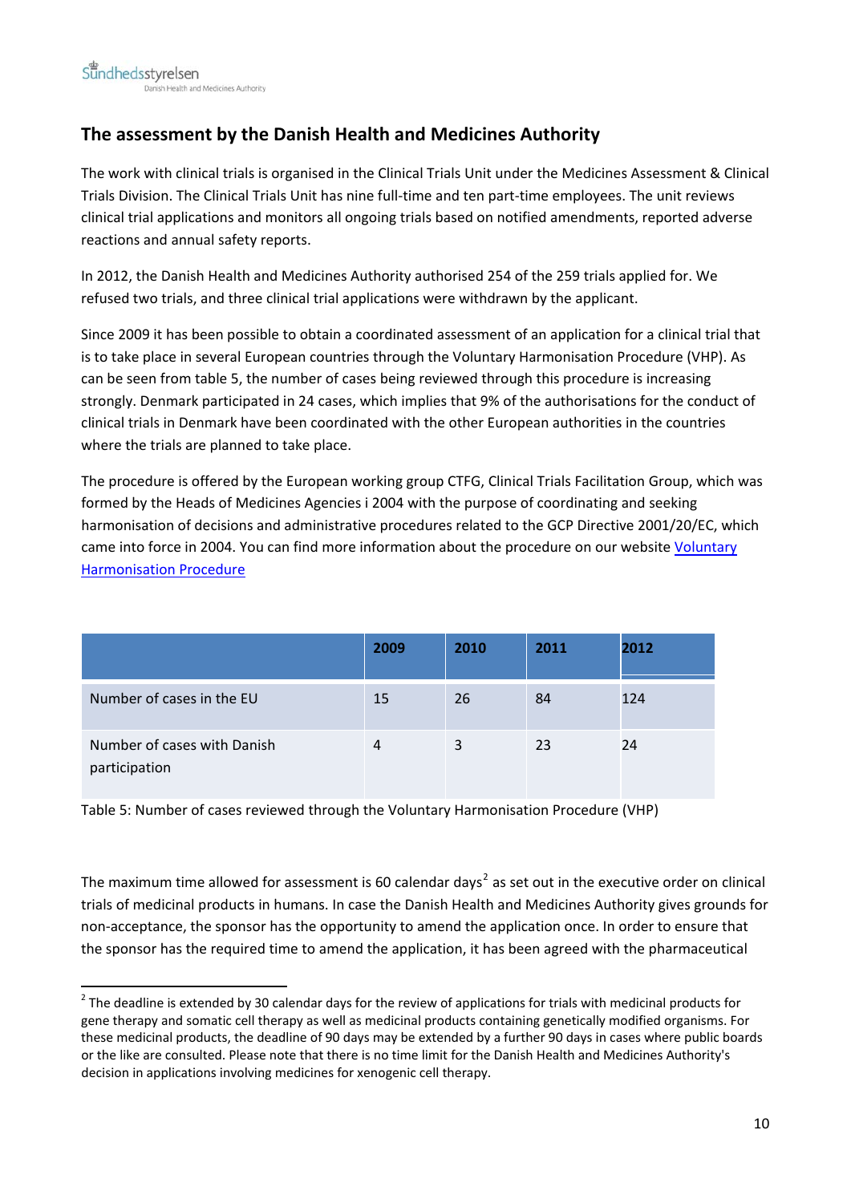## The assessment by the Danish Health and Medicines Authority

The work with clinical trials is organised in the Clinical Trials Unit under the Medicines Assessment & Clinical Trials Division. The Clinical Trials Unit has nine full-time and ten part-time employees. The unit reviews clinical trial applications and monitors all ongoing trials based on notified amendments, reported adverse reactions and annual safety reports.

In 2012, the Danish Health and Medicines Authority authorised 254 of the 259 trials applied for. We refused two trials, and three clinical trial applications were withdrawn by the applicant.

Since 2009 it has been possible to obtain a coordinated assessment of an application for a clinical trial that is to take place in several European countries through the Voluntary Harmonisation Procedure (VHP). As can be seen from table 5, the number of cases being reviewed through this procedure is increasing strongly. Denmark participated in 24 cases, which implies that 9% of the authorisations for the conduct of clinical trials in Denmark have been coordinated with the other European authorities in the countries where the trials are planned to take place.

The procedure is offered by the European working group CTFG, Clinical Trials Facilitation Group, which was formed by the Heads of Medicines Agencies i 2004 with the purpose of coordinating and seeking harmonisation of decisions and administrative procedures related to the GCP Directive 2001/20/EC, which came into force in 2004. You can find more information about the procedure on our website Voluntary Harmonisation Procedure

| | 2009 | 2010 | 2011 | 2012 |
|---|---|---|---|---|
| Number of cases in the EU | 15 | 26 | 84 | 124 |
| Number of cases with Danish participation | 4 | 3 | 23 | 24 |

Table 5: Number of cases reviewed through the Voluntary Harmonisation Procedure (VHP)

The maximum time allowed for assessment is 60 calendar days[2] as set out in the executive order on clinical trials of medicinal products in humans. In case the Danish Health and Medicines Authority gives grounds for non-acceptance, the sponsor has the opportunity to amend the application once. In order to ensure that the sponsor has the required time to amend the application, it has been agreed with the pharmaceutical

[2] The deadline is extended by 30 calendar days for the review of applications for trials with medicinal products for gene therapy and somatic cell therapy as well as medicinal products containing genetically modified organisms. For these medicinal products, the deadline of 90 days may be extended by a further 90 days in cases where public boards or the like are consulted. Please note that there is no time limit for the Danish Health and Medicines Authority's decision in applications involving medicines for xenogenic cell therapy.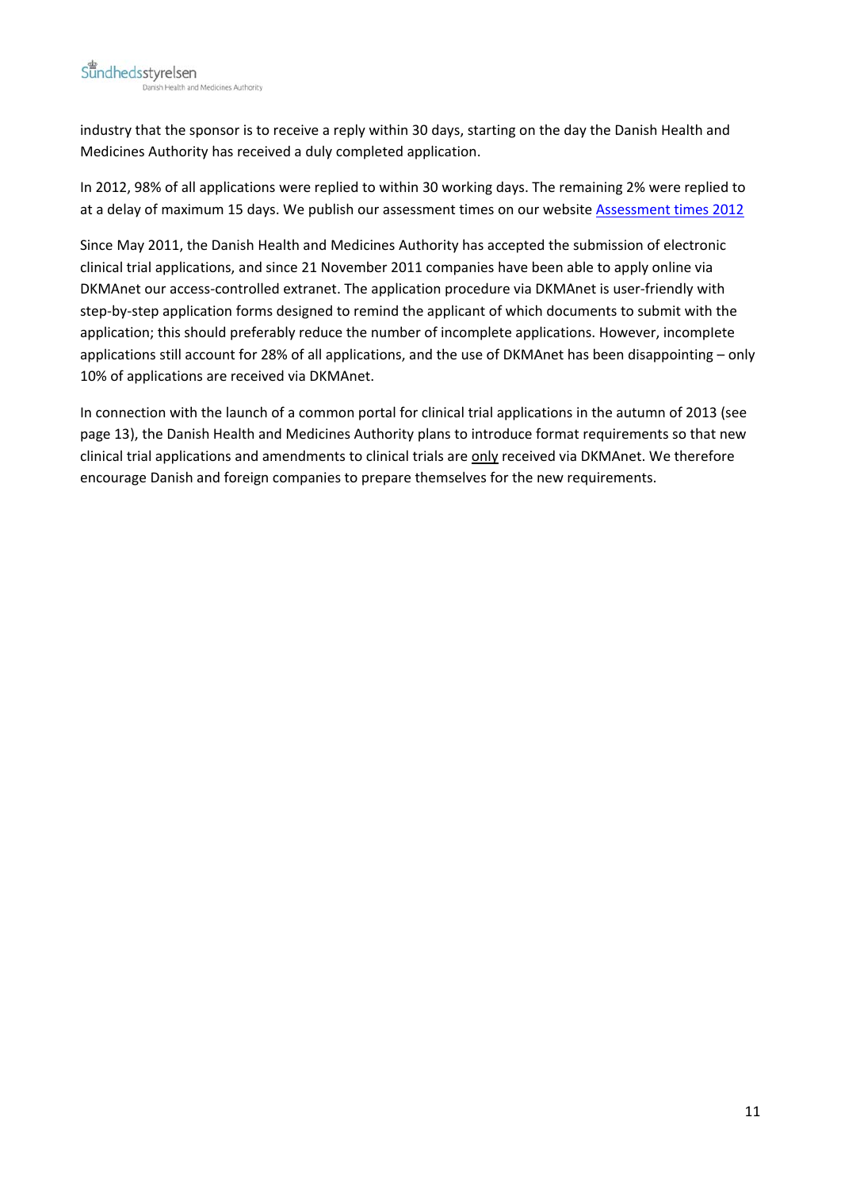industry that the sponsor is to receive a reply within 30 days, starting on the day the Danish Health and Medicines Authority has received a duly completed application.

In 2012, 98% of all applications were replied to within 30 working days. The remaining 2% were replied to at a delay of maximum 15 days. We publish our assessment times on our website Assessment times 2012

Since May 2011, the Danish Health and Medicines Authority has accepted the submission of electronic clinical trial applications, and since 21 November 2011 companies have been able to apply online via DKMAnet our access-controlled extranet. The application procedure via DKMAnet is user-friendly with step-by-step application forms designed to remind the applicant of which documents to submit with the application; this should preferably reduce the number of incomplete applications. However, incomplete applications still account for 28% of all applications, and the use of DKMAnet has been disappointing – only 10% of applications are received via DKMAnet.

In connection with the launch of a common portal for clinical trial applications in the autumn of 2013 (see page 13), the Danish Health and Medicines Authority plans to introduce format requirements so that new clinical trial applications and amendments to clinical trials are only received via DKMAnet. We therefore encourage Danish and foreign companies to prepare themselves for the new requirements.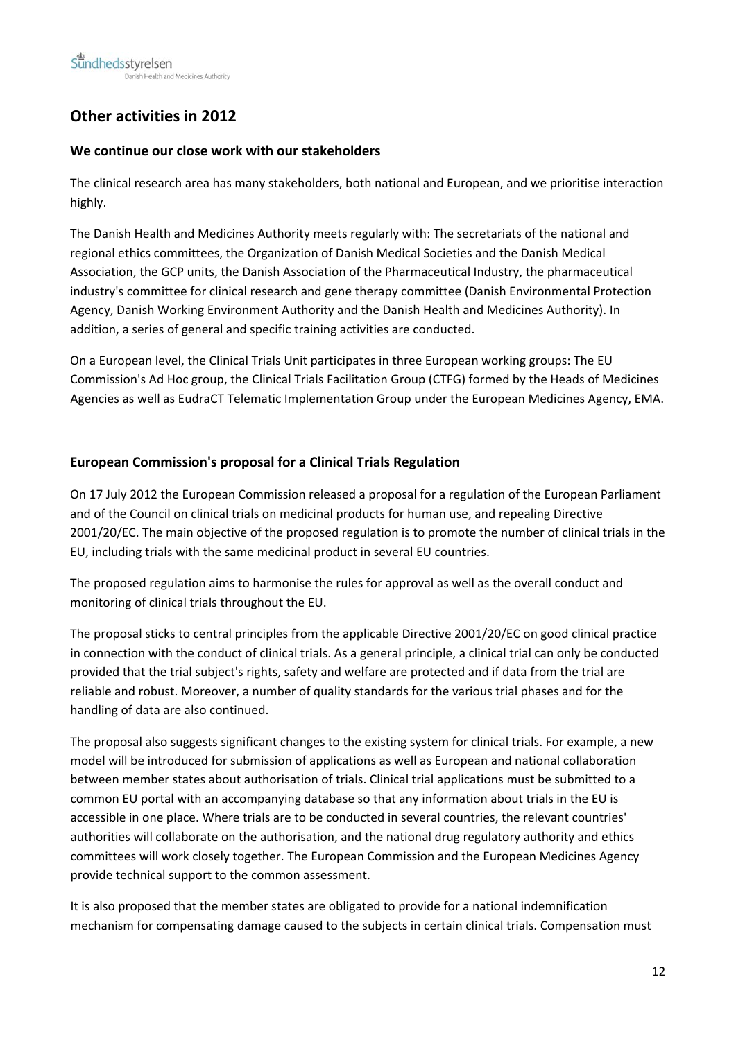## Other activities in 2012

### We continue our close work with our stakeholders

The clinical research area has many stakeholders, both national and European, and we prioritise interaction highly.

The Danish Health and Medicines Authority meets regularly with: The secretariats of the national and regional ethics committees, the Organization of Danish Medical Societies and the Danish Medical Association, the GCP units, the Danish Association of the Pharmaceutical Industry, the pharmaceutical industry's committee for clinical research and gene therapy committee (Danish Environmental Protection Agency, Danish Working Environment Authority and the Danish Health and Medicines Authority). In addition, a series of general and specific training activities are conducted.

On a European level, the Clinical Trials Unit participates in three European working groups: The EU Commission's Ad Hoc group, the Clinical Trials Facilitation Group (CTFG) formed by the Heads of Medicines Agencies as well as EudraCT Telematic Implementation Group under the European Medicines Agency, EMA.

### European Commission's proposal for a Clinical Trials Regulation

On 17 July 2012 the European Commission released a proposal for a regulation of the European Parliament and of the Council on clinical trials on medicinal products for human use, and repealing Directive 2001/20/EC. The main objective of the proposed regulation is to promote the number of clinical trials in the EU, including trials with the same medicinal product in several EU countries.

The proposed regulation aims to harmonise the rules for approval as well as the overall conduct and monitoring of clinical trials throughout the EU.

The proposal sticks to central principles from the applicable Directive 2001/20/EC on good clinical practice in connection with the conduct of clinical trials. As a general principle, a clinical trial can only be conducted provided that the trial subject's rights, safety and welfare are protected and if data from the trial are reliable and robust. Moreover, a number of quality standards for the various trial phases and for the handling of data are also continued.

The proposal also suggests significant changes to the existing system for clinical trials. For example, a new model will be introduced for submission of applications as well as European and national collaboration between member states about authorisation of trials. Clinical trial applications must be submitted to a common EU portal with an accompanying database so that any information about trials in the EU is accessible in one place. Where trials are to be conducted in several countries, the relevant countries' authorities will collaborate on the authorisation, and the national drug regulatory authority and ethics committees will work closely together. The European Commission and the European Medicines Agency provide technical support to the common assessment.

It is also proposed that the member states are obligated to provide for a national indemnification mechanism for compensating damage caused to the subjects in certain clinical trials. Compensation must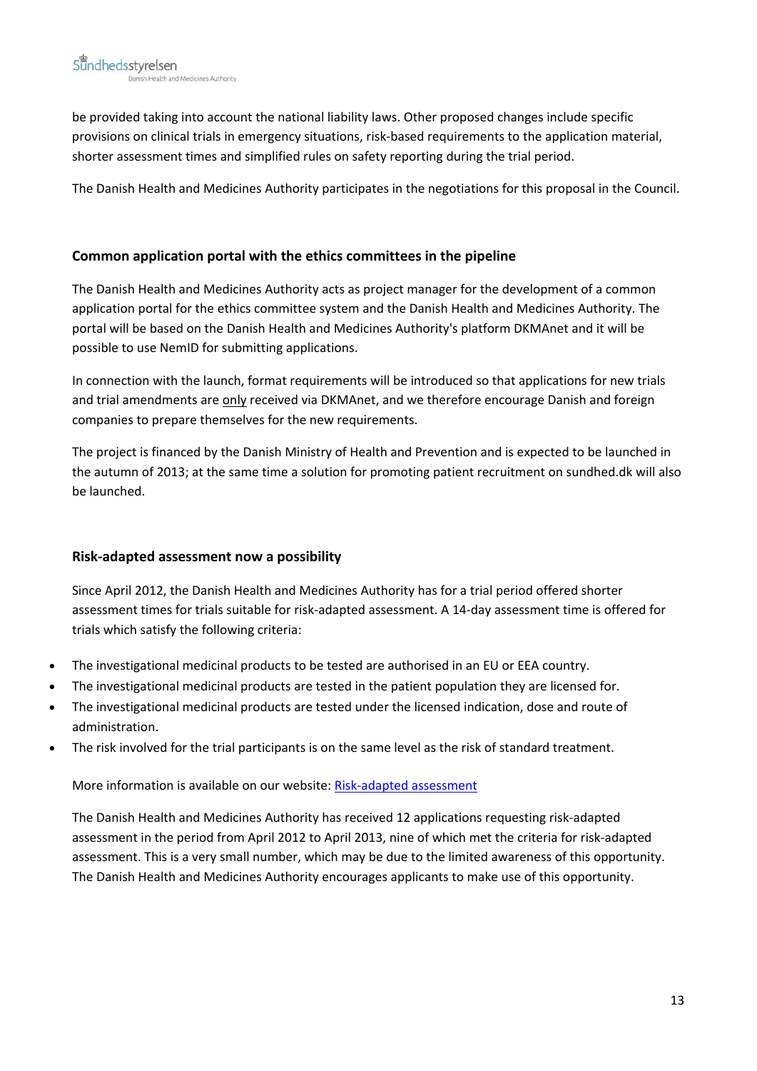be provided taking into account the national liability laws. Other proposed changes include specific provisions on clinical trials in emergency situations, risk-based requirements to the application material, shorter assessment times and simplified rules on safety reporting during the trial period.

The Danish Health and Medicines Authority participates in the negotiations for this proposal in the Council.

### Common application portal with the ethics committees in the pipeline

The Danish Health and Medicines Authority acts as project manager for the development of a common application portal for the ethics committee system and the Danish Health and Medicines Authority. The portal will be based on the Danish Health and Medicines Authority's platform DKMAnet and it will be possible to use NemID for submitting applications.

In connection with the launch, format requirements will be introduced so that applications for new trials and trial amendments are <u>only</u> received via DKMAnet, and we therefore encourage Danish and foreign companies to prepare themselves for the new requirements.

The project is financed by the Danish Ministry of Health and Prevention and is expected to be launched in the autumn of 2013; at the same time a solution for promoting patient recruitment on sundhed.dk will also be launched.

### Risk-adapted assessment now a possibility

Since April 2012, the Danish Health and Medicines Authority has for a trial period offered shorter assessment times for trials suitable for risk-adapted assessment. A 14-day assessment time is offered for trials which satisfy the following criteria:

- The investigational medicinal products to be tested are authorised in an EU or EEA country.
- The investigational medicinal products are tested in the patient population they are licensed for.
- The investigational medicinal products are tested under the licensed indication, dose and route of administration.
- The risk involved for the trial participants is on the same level as the risk of standard treatment.

More information is available on our website: Risk-adapted assessment

The Danish Health and Medicines Authority has received 12 applications requesting risk-adapted assessment in the period from April 2012 to April 2013, nine of which met the criteria for risk-adapted assessment. This is a very small number, which may be due to the limited awareness of this opportunity. The Danish Health and Medicines Authority encourages applicants to make use of this opportunity.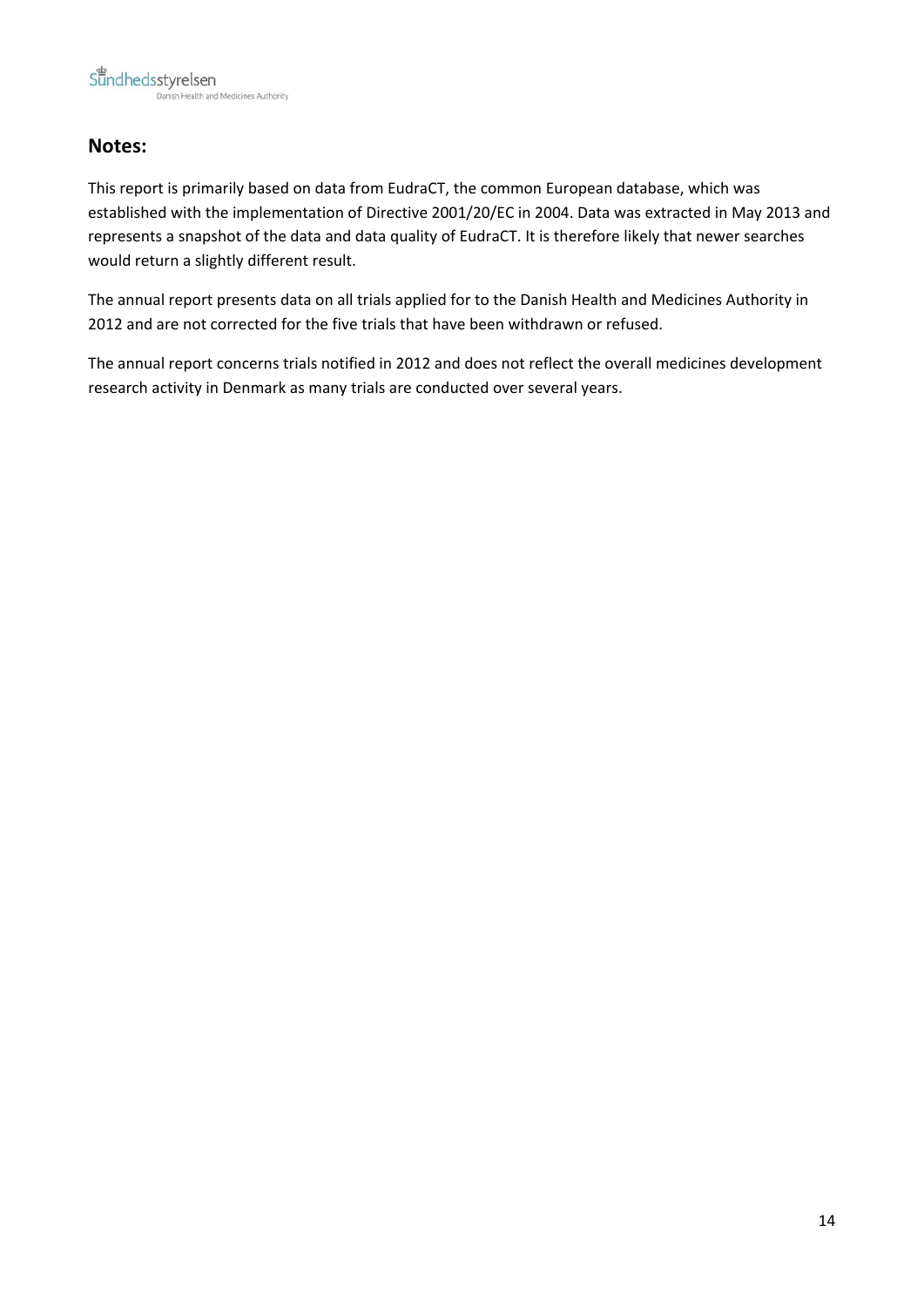## Notes:

This report is primarily based on data from EudraCT, the common European database, which was established with the implementation of Directive 2001/20/EC in 2004. Data was extracted in May 2013 and represents a snapshot of the data and data quality of EudraCT. It is therefore likely that newer searches would return a slightly different result.

The annual report presents data on all trials applied for to the Danish Health and Medicines Authority in 2012 and are not corrected for the five trials that have been withdrawn or refused.

The annual report concerns trials notified in 2012 and does not reflect the overall medicines development research activity in Denmark as many trials are conducted over several years.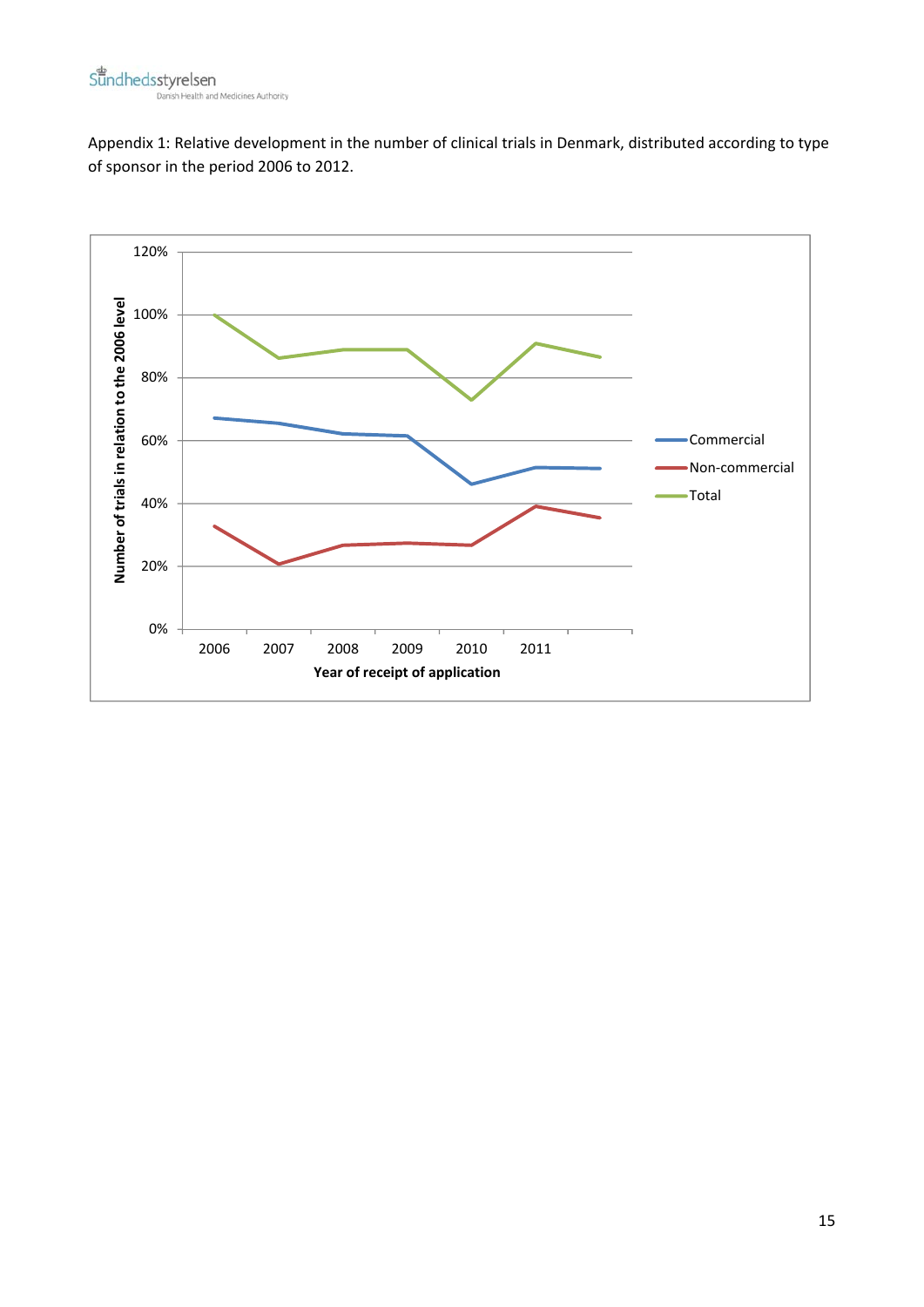Appendix 1: Relative development in the number of clinical trials in Denmark, distributed according to type of sponsor in the period 2006 to 2012.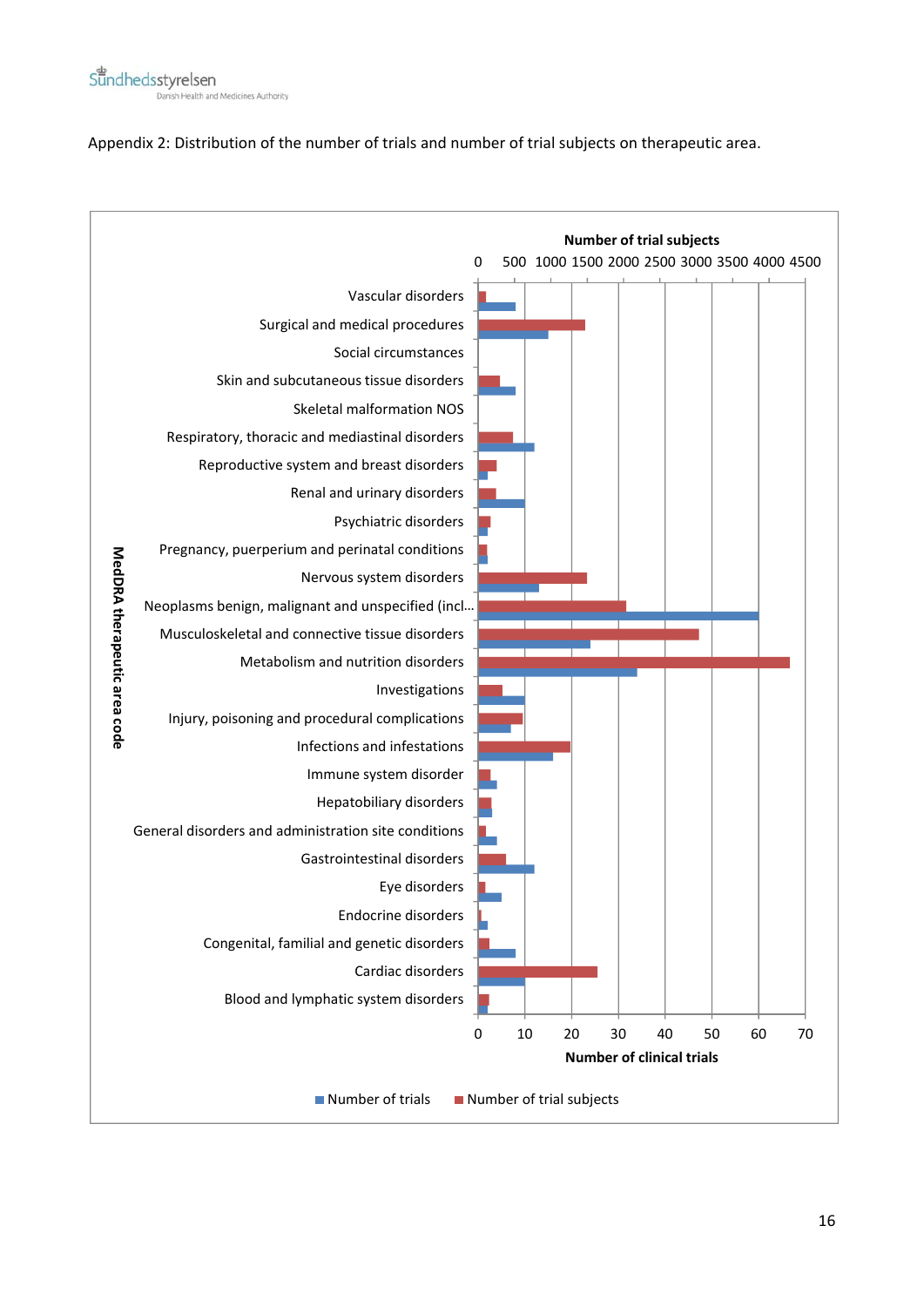Appendix 2: Distribution of the number of trials and number of trial subjects on therapeutic area.

Number of trial subjects

0 500 1000 1500 2000 2500 3000 3500 4000 4500

MedDRA therapeutic area code

Vascular disorders
Surgical and medical procedures
Social circumstances
Skin and subcutaneous tissue disorders
Skeletal malformation NOS
Respiratory, thoracic and mediastinal disorders
Reproductive system and breast disorders
Renal and urinary disorders
Psychiatric disorders
Pregnancy, puerperium and perinatal conditions
Nervous system disorders
Neoplasms benign, malignant and unspecified (incl...
Musculoskeletal and connective tissue disorders
Metabolism and nutrition disorders
Investigations
Injury, poisoning and procedural complications
Infections and infestations
Immune system disorder
Hepatobiliary disorders
General disorders and administration site conditions
Gastrointestinal disorders
Eye disorders
Endocrine disorders
Congenital, familial and genetic disorders
Cardiac disorders
Blood and lymphatic system disorders

0 10 20 30 40 50 60 70

Number of clinical trials

Number of trials   Number of trial subjects